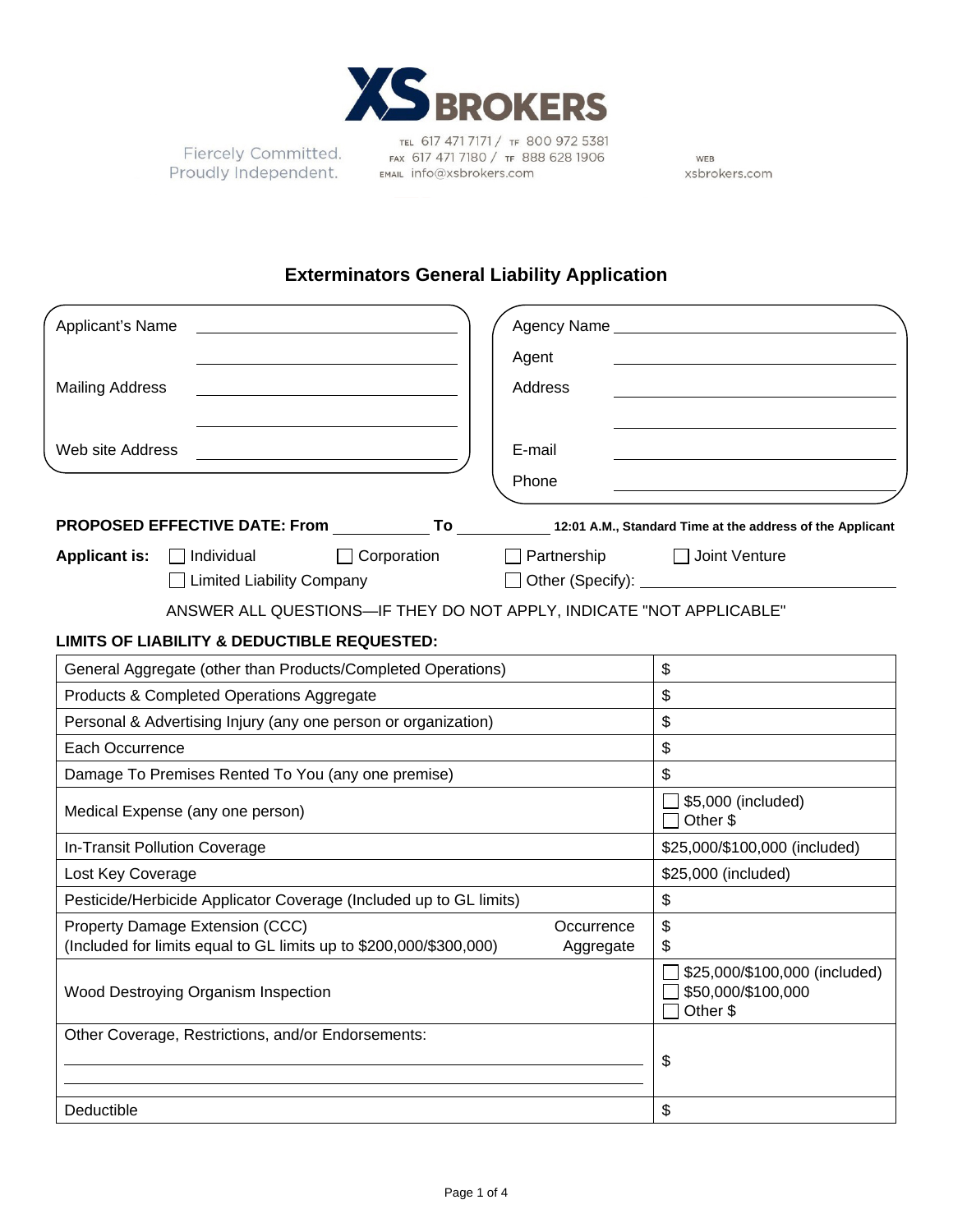XS BROKERS

Fiercely Committed.
Proudly Independent.

TEL 617 471 7171 / TF 800 972 5381
FAX 617 471 7180 / TF 888 628 1906
EMAIL info@xsbrokers.com

WEB
xsbrokers.com

# Exterminators General Liability Application

| | |
|---|---|
| Applicant's Name | |
| | |
| Mailing Address | |
| | |
| Web site Address | |

| | |
|---|---|
| Agency Name | |
| Agent | |
| Address | |
| | |
| E-mail | |
| Phone | |

**PROPOSED EFFECTIVE DATE: From** ____________ **To** ____________ **12:01 A.M., Standard Time at the address of the Applicant**

**Applicant is:** ☐ Individual ☐ Corporation ☐ Partnership ☐ Joint Venture
☐ Limited Liability Company ☐ Other (Specify): ____________

ANSWER ALL QUESTIONS—IF THEY DO NOT APPLY, INDICATE "NOT APPLICABLE"

**LIMITS OF LIABILITY & DEDUCTIBLE REQUESTED:**

| Coverage | Limit |
|---|---|
| General Aggregate (other than Products/Completed Operations) | $ |
| Products & Completed Operations Aggregate | $ |
| Personal & Advertising Injury (any one person or organization) | $ |
| Each Occurrence | $ |
| Damage To Premises Rented To You (any one premise) | $ |
| Medical Expense (any one person) | ☐ $5,000 (included)<br>☐ Other $ |
| In-Transit Pollution Coverage | $25,000/$100,000 (included) |
| Lost Key Coverage | $25,000 (included) |
| Pesticide/Herbicide Applicator Coverage (Included up to GL limits) | $ |
| Property Damage Extension (CCC) (Included for limits equal to GL limits up to $200,000/$300,000) Occurrence / Aggregate | Occurrence $<br>Aggregate $ |
| Wood Destroying Organism Inspection | ☐ $25,000/$100,000 (included)<br>☐ $50,000/$100,000<br>☐ Other $ |
| Other Coverage, Restrictions, and/or Endorsements: | $ |
| Deductible | $ |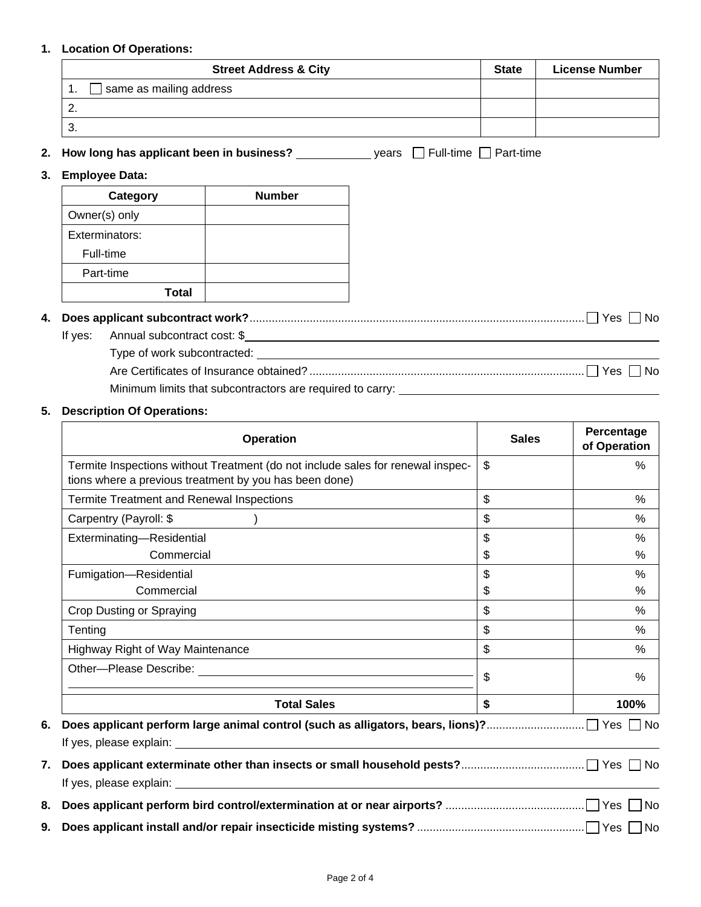1. **Location Of Operations:**

| Street Address & City | State | License Number |
|---|---|---|
| 1. ☐ same as mailing address | | |
| 2. | | |
| 3. | | |

2. **How long has applicant been in business?** ____________ years ☐ Full-time ☐ Part-time

3. **Employee Data:**

| Category | Number |
|---|---|
| Owner(s) only | |
| Exterminators: Full-time | |
| Part-time | |
| **Total** | |

4. **Does applicant subcontract work?** ☐ Yes ☐ No

   If yes: Annual subcontract cost: $ ____________

   Type of work subcontracted: ____________

   Are Certificates of Insurance obtained? ☐ Yes ☐ No

   Minimum limits that subcontractors are required to carry: ____________

5. **Description Of Operations:**

| Operation | Sales | Percentage of Operation |
|---|---|---|
| Termite Inspections without Treatment (do not include sales for renewal inspections where a previous treatment by you has been done) | $ | % |
| Termite Treatment and Renewal Inspections | $ | % |
| Carpentry (Payroll: $ ) | $ | % |
| Exterminating—Residential | $ | % |
| Commercial | $ | % |
| Fumigation—Residential | $ | % |
| Commercial | $ | % |
| Crop Dusting or Spraying | $ | % |
| Tenting | $ | % |
| Highway Right of Way Maintenance | $ | % |
| Other—Please Describe: ____________ | $ | % |
| **Total Sales** | **$** | **100%** |

6. **Does applicant perform large animal control (such as alligators, bears, lions)?** ☐ Yes ☐ No

   If yes, please explain: ____________

7. **Does applicant exterminate other than insects or small household pests?** ☐ Yes ☐ No

   If yes, please explain: ____________

8. **Does applicant perform bird control/extermination at or near airports?** ☐ Yes ☐ No

9. **Does applicant install and/or repair insecticide misting systems?** ☐ Yes ☐ No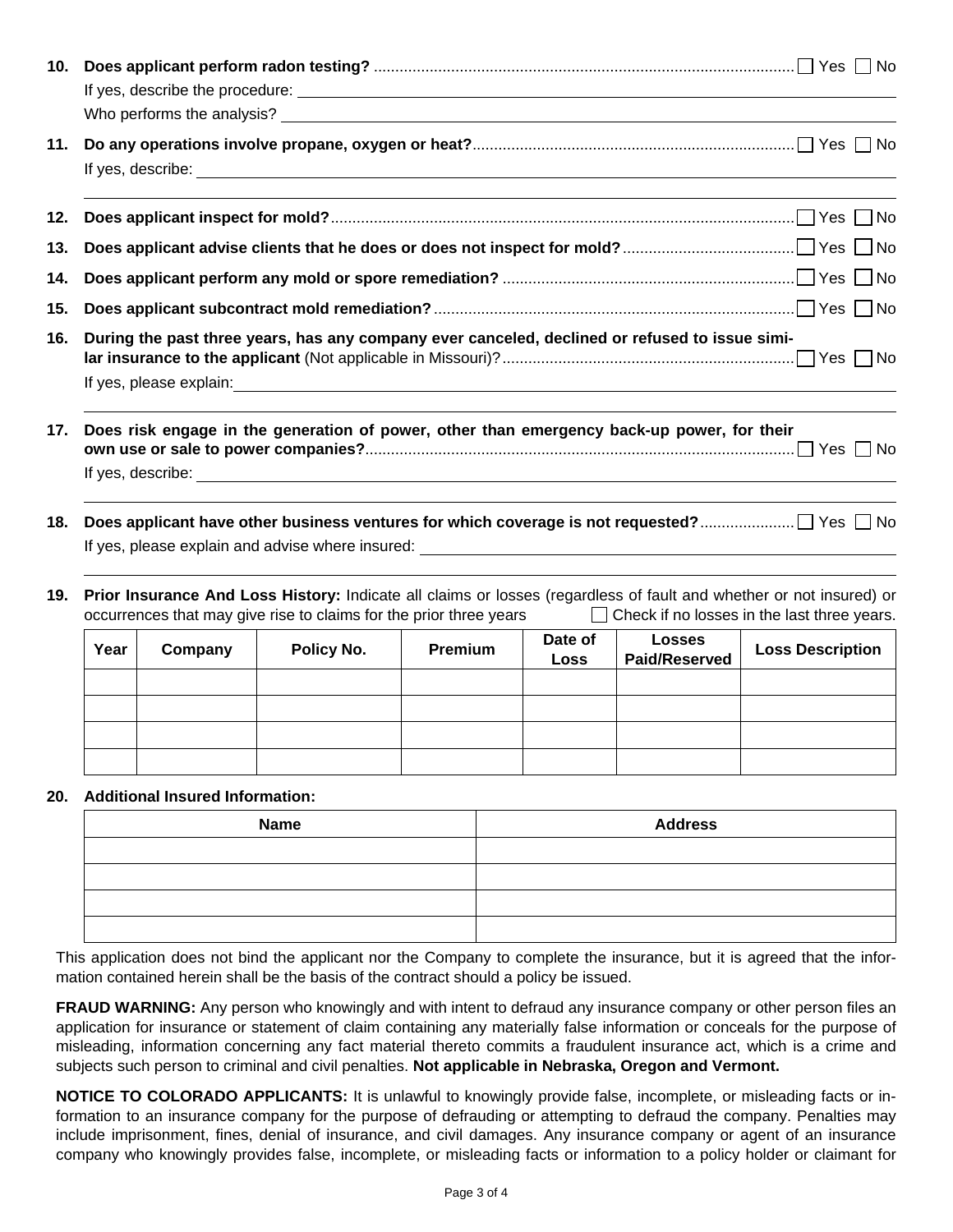10. **Does applicant perform radon testing?** ..................... ☐ Yes ☐ No

    If yes, describe the procedure: ______________________________

    Who performs the analysis? ______________________________

11. **Do any operations involve propane, oxygen or heat?** ..................... ☐ Yes ☐ No

    If yes, describe: ______________________________

12. **Does applicant inspect for mold?** ..................... ☐ Yes ☐ No

13. **Does applicant advise clients that he does or does not inspect for mold?** ..................... ☐ Yes ☐ No

14. **Does applicant perform any mold or spore remediation?** ..................... ☐ Yes ☐ No

15. **Does applicant subcontract mold remediation?** ..................... ☐ Yes ☐ No

16. **During the past three years, has any company ever canceled, declined or refused to issue similar insurance to the applicant** (Not applicable in Missouri)? ..................... ☐ Yes ☐ No

    If yes, please explain: ______________________________

17. **Does risk engage in the generation of power, other than emergency back-up power, for their own use or sale to power companies?** ..................... ☐ Yes ☐ No

    If yes, describe: ______________________________

18. **Does applicant have other business ventures for which coverage is not requested?** ..................... ☐ Yes ☐ No

    If yes, please explain and advise where insured: ______________________________

19. **Prior Insurance And Loss History:** Indicate all claims or losses (regardless of fault and whether or not insured) or occurrences that may give rise to claims for the prior three years ☐ Check if no losses in the last three years.

| Year | Company | Policy No. | Premium | Date of Loss | Losses Paid/Reserved | Loss Description |
|---|---|---|---|---|---|---|
| | | | | | | |
| | | | | | | |
| | | | | | | |
| | | | | | | |

20. **Additional Insured Information:**

| Name | Address |
|---|---|
| | |
| | |
| | |
| | |

This application does not bind the applicant nor the Company to complete the insurance, but it is agreed that the information contained herein shall be the basis of the contract should a policy be issued.

**FRAUD WARNING:** Any person who knowingly and with intent to defraud any insurance company or other person files an application for insurance or statement of claim containing any materially false information or conceals for the purpose of misleading, information concerning any fact material thereto commits a fraudulent insurance act, which is a crime and subjects such person to criminal and civil penalties. **Not applicable in Nebraska, Oregon and Vermont.**

**NOTICE TO COLORADO APPLICANTS:** It is unlawful to knowingly provide false, incomplete, or misleading facts or information to an insurance company for the purpose of defrauding or attempting to defraud the company. Penalties may include imprisonment, fines, denial of insurance, and civil damages. Any insurance company or agent of an insurance company who knowingly provides false, incomplete, or misleading facts or information to a policy holder or claimant for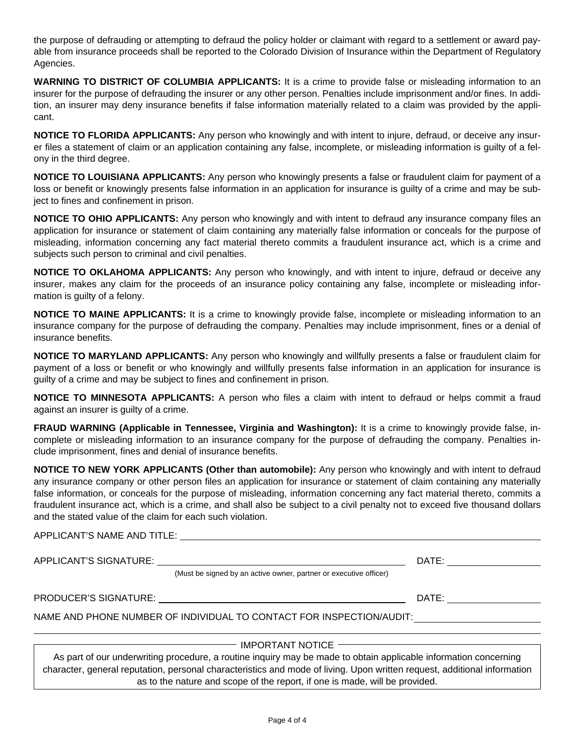the purpose of defrauding or attempting to defraud the policy holder or claimant with regard to a settlement or award payable from insurance proceeds shall be reported to the Colorado Division of Insurance within the Department of Regulatory Agencies.

**WARNING TO DISTRICT OF COLUMBIA APPLICANTS:** It is a crime to provide false or misleading information to an insurer for the purpose of defrauding the insurer or any other person. Penalties include imprisonment and/or fines. In addition, an insurer may deny insurance benefits if false information materially related to a claim was provided by the applicant.

**NOTICE TO FLORIDA APPLICANTS:** Any person who knowingly and with intent to injure, defraud, or deceive any insurer files a statement of claim or an application containing any false, incomplete, or misleading information is guilty of a felony in the third degree.

**NOTICE TO LOUISIANA APPLICANTS:** Any person who knowingly presents a false or fraudulent claim for payment of a loss or benefit or knowingly presents false information in an application for insurance is guilty of a crime and may be subject to fines and confinement in prison.

**NOTICE TO OHIO APPLICANTS:** Any person who knowingly and with intent to defraud any insurance company files an application for insurance or statement of claim containing any materially false information or conceals for the purpose of misleading, information concerning any fact material thereto commits a fraudulent insurance act, which is a crime and subjects such person to criminal and civil penalties.

**NOTICE TO OKLAHOMA APPLICANTS:** Any person who knowingly, and with intent to injure, defraud or deceive any insurer, makes any claim for the proceeds of an insurance policy containing any false, incomplete or misleading information is guilty of a felony.

**NOTICE TO MAINE APPLICANTS:** It is a crime to knowingly provide false, incomplete or misleading information to an insurance company for the purpose of defrauding the company. Penalties may include imprisonment, fines or a denial of insurance benefits.

**NOTICE TO MARYLAND APPLICANTS:** Any person who knowingly and willfully presents a false or fraudulent claim for payment of a loss or benefit or who knowingly and willfully presents false information in an application for insurance is guilty of a crime and may be subject to fines and confinement in prison.

**NOTICE TO MINNESOTA APPLICANTS:** A person who files a claim with intent to defraud or helps commit a fraud against an insurer is guilty of a crime.

**FRAUD WARNING (Applicable in Tennessee, Virginia and Washington):** It is a crime to knowingly provide false, incomplete or misleading information to an insurance company for the purpose of defrauding the company. Penalties include imprisonment, fines and denial of insurance benefits.

**NOTICE TO NEW YORK APPLICANTS (Other than automobile):** Any person who knowingly and with intent to defraud any insurance company or other person files an application for insurance or statement of claim containing any materially false information, or conceals for the purpose of misleading, information concerning any fact material thereto, commits a fraudulent insurance act, which is a crime, and shall also be subject to a civil penalty not to exceed five thousand dollars and the stated value of the claim for each such violation.

APPLICANT'S NAME AND TITLE: ____________________

APPLICANT'S SIGNATURE: ____________________ DATE: __________

(Must be signed by an active owner, partner or executive officer)

PRODUCER'S SIGNATURE: ____________________ DATE: __________

NAME AND PHONE NUMBER OF INDIVIDUAL TO CONTACT FOR INSPECTION/AUDIT: ____________________

IMPORTANT NOTICE

As part of our underwriting procedure, a routine inquiry may be made to obtain applicable information concerning character, general reputation, personal characteristics and mode of living. Upon written request, additional information as to the nature and scope of the report, if one is made, will be provided.